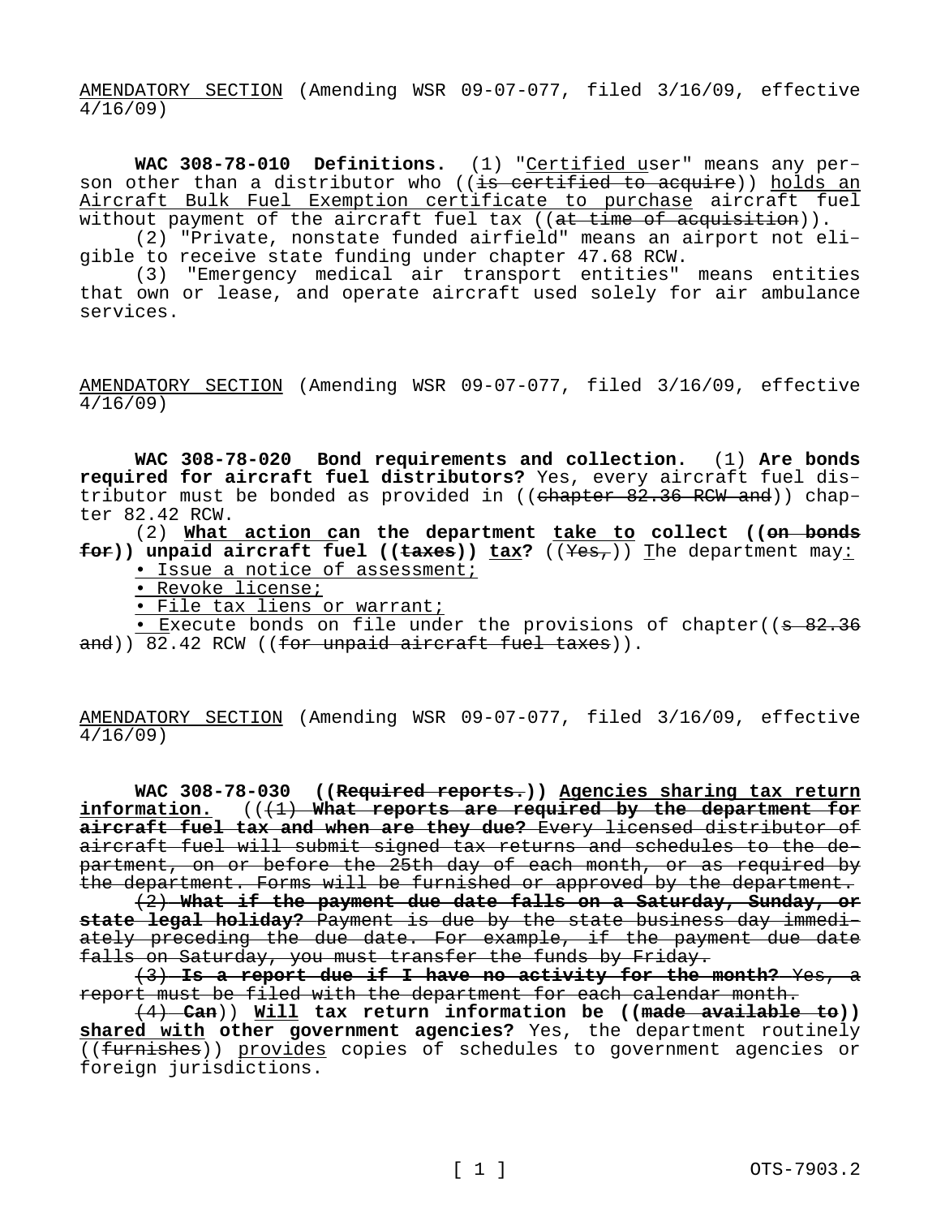AMENDATORY SECTION (Amending WSR 09-07-077, filed 3/16/09, effective 4/16/09)

**WAC 308-78-010 Definitions.** (1) "Certified user" means any person other than a distributor who ((~~is certified to acquire~~)) holds an Aircraft Bulk Fuel Exemption certificate to purchase aircraft fuel without payment of the aircraft fuel tax ((~~at time of acquisition~~)).

(2) "Private, nonstate funded airfield" means an airport not eligible to receive state funding under chapter 47.68 RCW.

(3) "Emergency medical air transport entities" means entities that own or lease, and operate aircraft used solely for air ambulance services.

AMENDATORY SECTION (Amending WSR 09-07-077, filed 3/16/09, effective 4/16/09)

**WAC 308-78-020 Bond requirements and collection.** (1) **Are bonds required for aircraft fuel distributors?** Yes, every aircraft fuel distributor must be bonded as provided in ((~~chapter 82.36 RCW and~~)) chapter 82.42 RCW.

(2) **What action can the department take to collect ((~~on bonds for~~)) unpaid aircraft fuel ((~~taxes~~)) tax?** ((~~Yes,~~)) The department may:

- Issue a notice of assessment;
- Revoke license;
- File tax liens or warrant;
- Execute bonds on file under the provisions of chapter((~~s 82.36 and~~)) 82.42 RCW ((~~for unpaid aircraft fuel taxes~~)).

AMENDATORY SECTION (Amending WSR 09-07-077, filed 3/16/09, effective 4/16/09)

**WAC 308-78-030 ((~~Required reports.~~)) Agencies sharing tax return information.** ((~~(1)~~ ~~**What reports are required by the department for aircraft fuel tax and when are they due?**~~ ~~Every licensed distributor of aircraft fuel will submit signed tax returns and schedules to the department, on or before the 25th day of each month, or as required by the department. Forms will be furnished or approved by the department.~~

~~(2)~~ ~~**What if the payment due date falls on a Saturday, Sunday, or state legal holiday?**~~ ~~Payment is due by the state business day immediately preceding the due date. For example, if the payment due date falls on Saturday, you must transfer the funds by Friday.~~

~~(3)~~ ~~**Is a report due if I have no activity for the month?**~~ ~~Yes, a report must be filed with the department for each calendar month.~~

~~(4)~~ ~~**Can**~~)) **Will tax return information be ((~~made available to~~)) shared with other government agencies?** Yes, the department routinely ((~~furnishes~~)) provides copies of schedules to government agencies or foreign jurisdictions.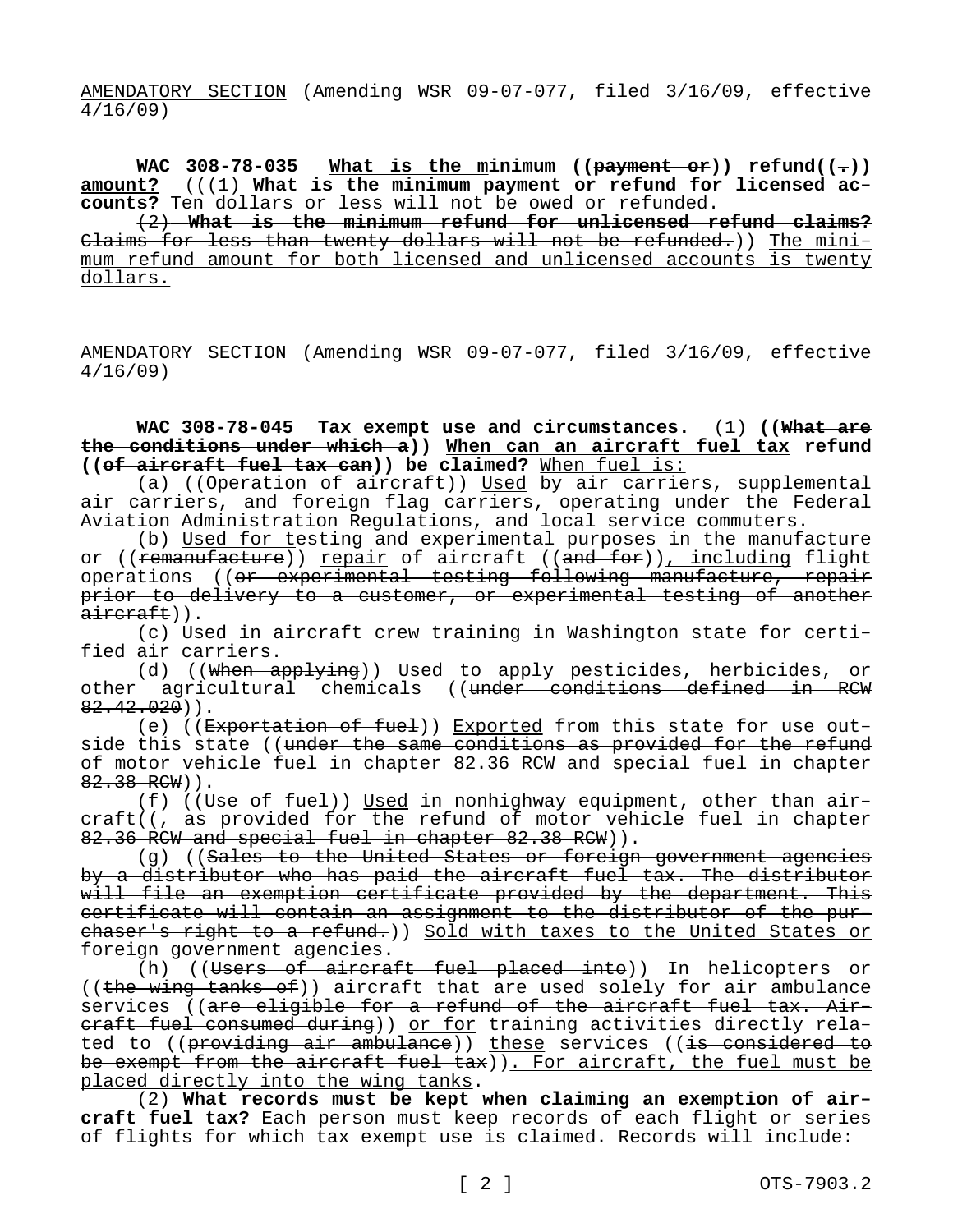AMENDATORY SECTION (Amending WSR 09-07-077, filed 3/16/09, effective 4/16/09)

**WAC 308-78-035 What is the minimum ((payment or)) refund((.)) amount?** (((1) **What is the minimum payment or refund for licensed accounts?** Ten dollars or less will not be owed or refunded.

(2) **What is the minimum refund for unlicensed refund claims?** Claims for less than twenty dollars will not be refunded.)) The minimum refund amount for both licensed and unlicensed accounts is twenty dollars.

AMENDATORY SECTION (Amending WSR 09-07-077, filed 3/16/09, effective 4/16/09)

**WAC 308-78-045 Tax exempt use and circumstances.** (1) **((What are the conditions under which a)) When can an aircraft fuel tax refund ((of aircraft fuel tax can)) be claimed?** When fuel is:

(a) ((Operation of aircraft)) Used by air carriers, supplemental air carriers, and foreign flag carriers, operating under the Federal Aviation Administration Regulations, and local service commuters.

(b) Used for testing and experimental purposes in the manufacture or ((remanufacture)) repair of aircraft ((and for)), including flight operations ((or experimental testing following manufacture, repair prior to delivery to a customer, or experimental testing of another aircraft)).

(c) Used in aircraft crew training in Washington state for certified air carriers.

(d) ((When applying)) Used to apply pesticides, herbicides, or other agricultural chemicals ((under conditions defined in RCW 82.42.020)).

(e) ((Exportation of fuel)) Exported from this state for use outside this state ((under the same conditions as provided for the refund of motor vehicle fuel in chapter 82.36 RCW and special fuel in chapter 82.38 RCW)).

(f) ((Use of fuel)) Used in nonhighway equipment, other than aircraft((, as provided for the refund of motor vehicle fuel in chapter 82.36 RCW and special fuel in chapter 82.38 RCW)).

(g) ((Sales to the United States or foreign government agencies by a distributor who has paid the aircraft fuel tax. The distributor will file an exemption certificate provided by the department. This certificate will contain an assignment to the distributor of the purchaser's right to a refund.)) Sold with taxes to the United States or foreign government agencies.

(h) ((Users of aircraft fuel placed into)) In helicopters or ((the wing tanks of)) aircraft that are used solely for air ambulance services ((are eligible for a refund of the aircraft fuel tax. Aircraft fuel consumed during)) or for training activities directly related to ((providing air ambulance)) these services ((is considered to be exempt from the aircraft fuel tax)). For aircraft, the fuel must be placed directly into the wing tanks.

(2) **What records must be kept when claiming an exemption of aircraft fuel tax?** Each person must keep records of each flight or series of flights for which tax exempt use is claimed. Records will include: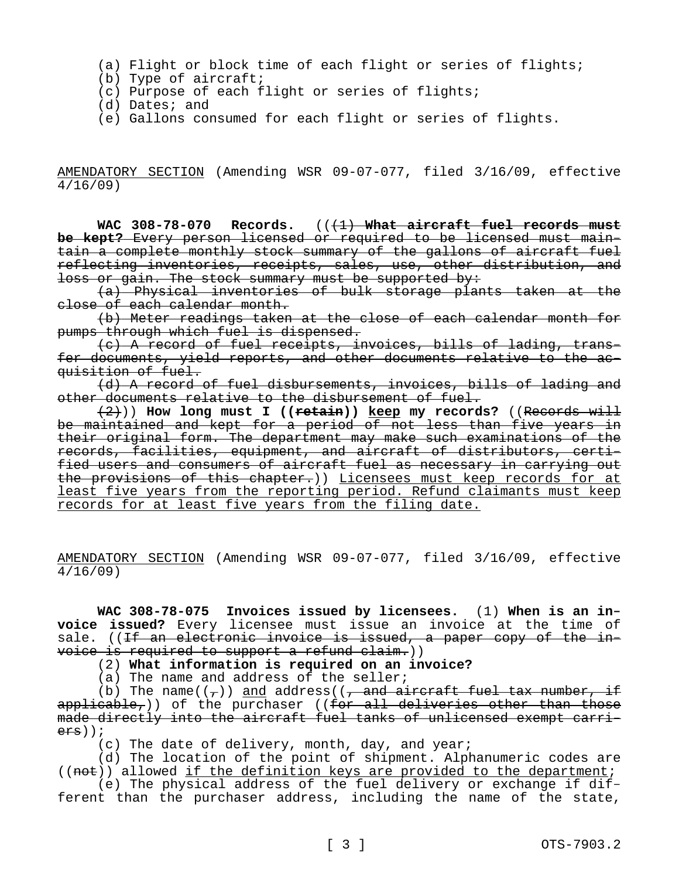(a) Flight or block time of each flight or series of flights;

(b) Type of aircraft;

(c) Purpose of each flight or series of flights;

(d) Dates; and

(e) Gallons consumed for each flight or series of flights.

AMENDATORY SECTION (Amending WSR 09-07-077, filed 3/16/09, effective 4/16/09)

**WAC 308-78-070 Records.** ((~~(1)~~ ~~**What aircraft fuel records must be kept?**~~ ~~Every person licensed or required to be licensed must maintain a complete monthly stock summary of the gallons of aircraft fuel reflecting inventories, receipts, sales, use, other distribution, and loss or gain. The stock summary must be supported by:~~

~~(a) Physical inventories of bulk storage plants taken at the close of each calendar month.~~

~~(b) Meter readings taken at the close of each calendar month for pumps through which fuel is dispensed.~~

~~(c) A record of fuel receipts, invoices, bills of lading, transfer documents, yield reports, and other documents relative to the acquisition of fuel.~~

~~(d) A record of fuel disbursements, invoices, bills of lading and other documents relative to the disbursement of fuel.~~

~~(2)~~)) **How long must I ((~~retain~~)) keep my records?** ((~~Records will be maintained and kept for a period of not less than five years in their original form. The department may make such examinations of the records, facilities, equipment, and aircraft of distributors, certified users and consumers of aircraft fuel as necessary in carrying out the provisions of this chapter.~~)) Licensees must keep records for at least five years from the reporting period. Refund claimants must keep records for at least five years from the filing date.

AMENDATORY SECTION (Amending WSR 09-07-077, filed 3/16/09, effective 4/16/09)

**WAC 308-78-075 Invoices issued by licensees.** (1) **When is an invoice issued?** Every licensee must issue an invoice at the time of sale. ((~~If an electronic invoice is issued, a paper copy of the invoice is required to support a refund claim.~~))

(2) **What information is required on an invoice?**

(a) The name and address of the seller;

(b) The name((~~,~~)) and address((~~, and aircraft fuel tax number, if applicable,~~)) of the purchaser ((~~for all deliveries other than those made directly into the aircraft fuel tanks of unlicensed exempt carriers~~));

(c) The date of delivery, month, day, and year;

(d) The location of the point of shipment. Alphanumeric codes are ((~~not~~)) allowed if the definition keys are provided to the department;

(e) The physical address of the fuel delivery or exchange if different than the purchaser address, including the name of the state,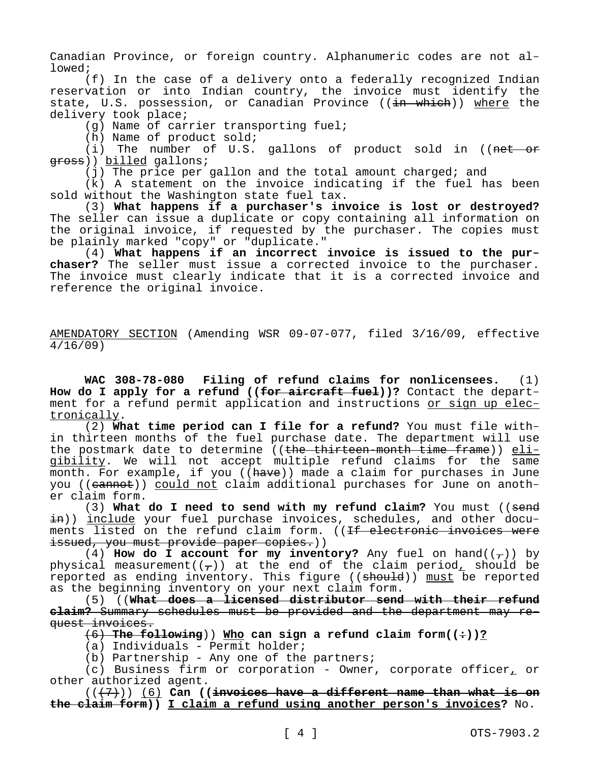Canadian Province, or foreign country. Alphanumeric codes are not allowed;

(f) In the case of a delivery onto a federally recognized Indian reservation or into Indian country, the invoice must identify the state, U.S. possession, or Canadian Province ((~~in which~~)) <u>where</u> the delivery took place;

(g) Name of carrier transporting fuel;

(h) Name of product sold;

(i) The number of U.S. gallons of product sold in ((~~net or gross~~)) <u>billed</u> gallons;

(j) The price per gallon and the total amount charged; and

(k) A statement on the invoice indicating if the fuel has been sold without the Washington state fuel tax.

(3) **What happens if a purchaser's invoice is lost or destroyed?** The seller can issue a duplicate or copy containing all information on the original invoice, if requested by the purchaser. The copies must be plainly marked "copy" or "duplicate."

(4) **What happens if an incorrect invoice is issued to the purchaser?** The seller must issue a corrected invoice to the purchaser. The invoice must clearly indicate that it is a corrected invoice and reference the original invoice.

<u>AMENDATORY SECTION</u> (Amending WSR 09-07-077, filed 3/16/09, effective 4/16/09)

**WAC 308-78-080 Filing of refund claims for nonlicensees.** (1) **How do I apply for a refund ((~~for aircraft fuel~~))?** Contact the department for a refund permit application and instructions <u>or sign up electronically</u>.

(2) **What time period can I file for a refund?** You must file within thirteen months of the fuel purchase date. The department will use the postmark date to determine ((~~the thirteen-month time frame~~)) <u>eligibility</u>. We will not accept multiple refund claims for the same month. For example, if you ((~~have~~)) made a claim for purchases in June you ((~~cannot~~)) <u>could not</u> claim additional purchases for June on another claim form.

(3) **What do I need to send with my refund claim?** You must ((~~send in~~)) <u>include</u> your fuel purchase invoices, schedules, and other documents listed on the refund claim form. ((~~If electronic invoices were issued, you must provide paper copies.~~))

(4) **How do I account for my inventory?** Any fuel on hand((~~,~~)) by physical measurement((~~,~~)) at the end of the claim period<u>,</u> should be reported as ending inventory. This figure ((~~should~~)) <u>must</u> be reported as the beginning inventory on your next claim form.

(5) ((~~**What does a licensed distributor send with their refund claim?**~~ ~~Summary schedules must be provided and the department may request invoices.~~

~~(6)~~ ~~**The following**~~)) <u>**Who**</u> **can sign a refund claim form((~~:~~))<u>?</u>**

(a) Individuals - Permit holder;

(b) Partnership - Any one of the partners;

(c) Business firm or corporation - Owner, corporate officer<u>,</u> or other authorized agent.

((~~(7)~~)) <u>(6)</u> **Can ((~~invoices have a different name than what is on the claim form~~)) <u>I claim a refund using another person's invoices</u>?** No.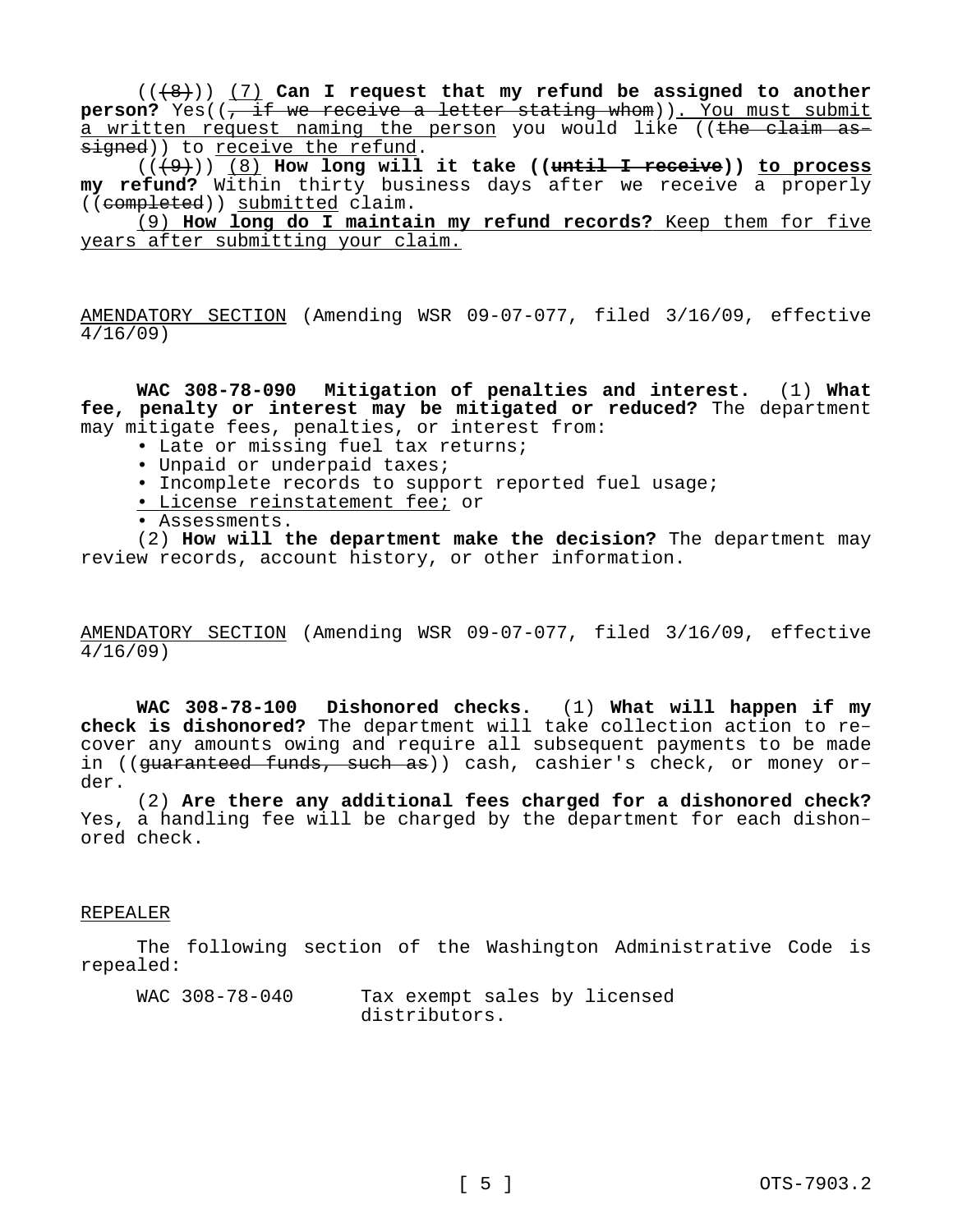((~~(8)~~)) <u>(7)</u> **Can I request that my refund be assigned to another person?** Yes((~~, if we receive a letter stating whom~~))<u>. You must submit a written request naming the person</u> you would like ((~~the claim assigned~~)) to <u>receive the refund</u>.

((~~(9)~~)) <u>(8)</u> **How long will it take ((~~until I receive~~)) <u>to process</u> my refund?** Within thirty business days after we receive a properly ((~~completed~~)) <u>submitted</u> claim.

<u>(9) **How long do I maintain my refund records?** Keep them for five years after submitting your claim.</u>

<u>AMENDATORY SECTION</u> (Amending WSR 09-07-077, filed 3/16/09, effective 4/16/09)

**WAC 308-78-090 Mitigation of penalties and interest.** (1) **What fee, penalty or interest may be mitigated or reduced?** The department may mitigate fees, penalties, or interest from:

- Late or missing fuel tax returns;
- Unpaid or underpaid taxes;
- Incomplete records to support reported fuel usage;
- <u>License reinstatement fee;</u> or
- Assessments.

(2) **How will the department make the decision?** The department may review records, account history, or other information.

<u>AMENDATORY SECTION</u> (Amending WSR 09-07-077, filed 3/16/09, effective 4/16/09)

**WAC 308-78-100 Dishonored checks.** (1) **What will happen if my check is dishonored?** The department will take collection action to recover any amounts owing and require all subsequent payments to be made in ((~~guaranteed funds, such as~~)) cash, cashier's check, or money order.

(2) **Are there any additional fees charged for a dishonored check?** Yes, a handling fee will be charged by the department for each dishonored check.

<u>REPEALER</u>

The following section of the Washington Administrative Code is repealed:

WAC 308-78-040 Tax exempt sales by licensed distributors.